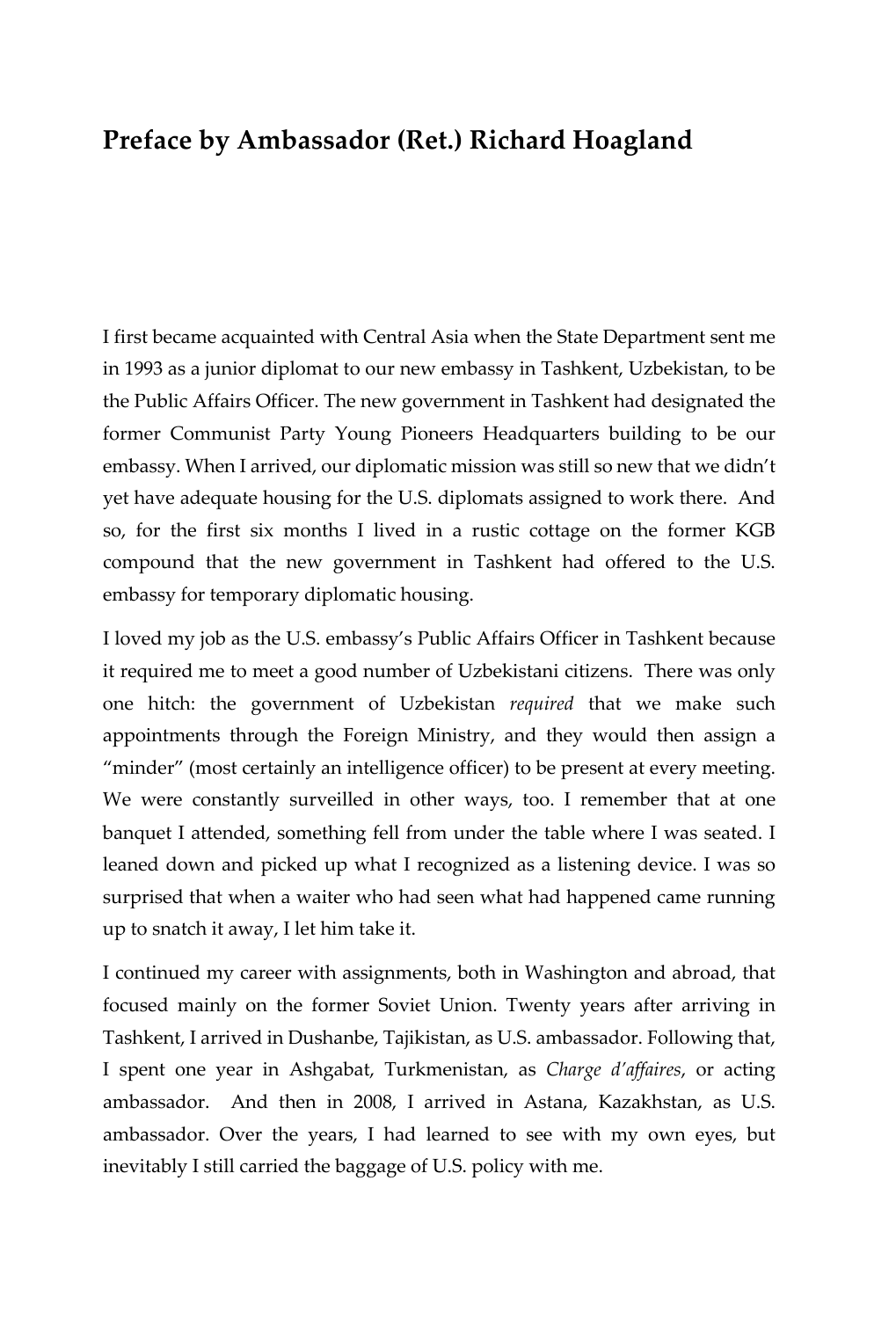# Preface by Ambassador (Ret.) Richard Hoagland

I first became acquainted with Central Asia when the State Department sent me in 1993 as a junior diplomat to our new embassy in Tashkent, Uzbekistan, to be the Public Affairs Officer. The new government in Tashkent had designated the former Communist Party Young Pioneers Headquarters building to be our embassy. When I arrived, our diplomatic mission was still so new that we didn't yet have adequate housing for the U.S. diplomats assigned to work there. And so, for the first six months I lived in a rustic cottage on the former KGB compound that the new government in Tashkent had offered to the U.S. embassy for temporary diplomatic housing.

I loved my job as the U.S. embassy's Public Affairs Officer in Tashkent because it required me to meet a good number of Uzbekistani citizens. There was only one hitch: the government of Uzbekistan *required* that we make such appointments through the Foreign Ministry, and they would then assign a "minder" (most certainly an intelligence officer) to be present at every meeting. We were constantly surveilled in other ways, too. I remember that at one banquet I attended, something fell from under the table where I was seated. I leaned down and picked up what I recognized as a listening device. I was so surprised that when a waiter who had seen what had happened came running up to snatch it away, I let him take it.

I continued my career with assignments, both in Washington and abroad, that focused mainly on the former Soviet Union. Twenty years after arriving in Tashkent, I arrived in Dushanbe, Tajikistan, as U.S. ambassador. Following that, I spent one year in Ashgabat, Turkmenistan, as *Charge d'affaires*, or acting ambassador. And then in 2008, I arrived in Astana, Kazakhstan, as U.S. ambassador. Over the years, I had learned to see with my own eyes, but inevitably I still carried the baggage of U.S. policy with me.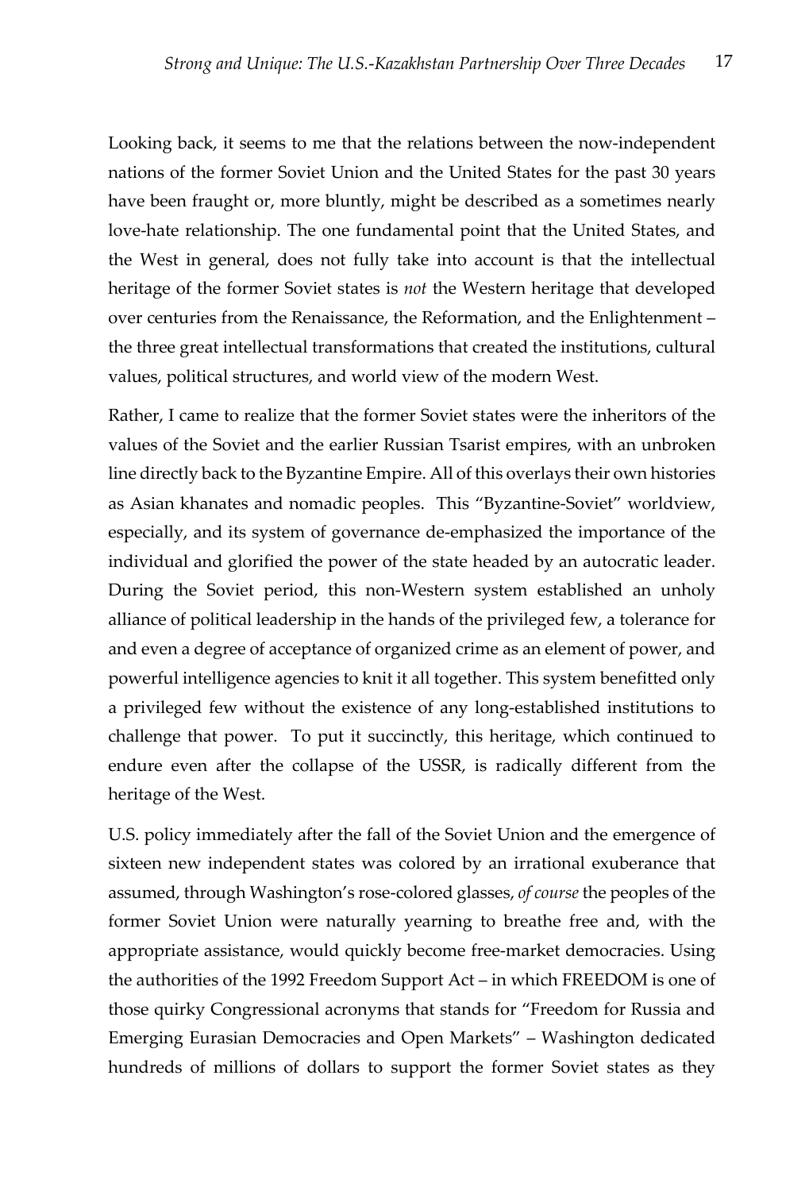Looking back, it seems to me that the relations between the now-independent nations of the former Soviet Union and the United States for the past 30 years have been fraught or, more bluntly, might be described as a sometimes nearly love-hate relationship. The one fundamental point that the United States, and the West in general, does not fully take into account is that the intellectual heritage of the former Soviet states is *not* the Western heritage that developed over centuries from the Renaissance, the Reformation, and the Enlightenment – the three great intellectual transformations that created the institutions, cultural values, political structures, and world view of the modern West.

Rather, I came to realize that the former Soviet states were the inheritors of the values of the Soviet and the earlier Russian Tsarist empires, with an unbroken line directly back to the Byzantine Empire. All of this overlays their own histories as Asian khanates and nomadic peoples. This "Byzantine-Soviet" worldview, especially, and its system of governance de-emphasized the importance of the individual and glorified the power of the state headed by an autocratic leader. During the Soviet period, this non-Western system established an unholy alliance of political leadership in the hands of the privileged few, a tolerance for and even a degree of acceptance of organized crime as an element of power, and powerful intelligence agencies to knit it all together. This system benefitted only a privileged few without the existence of any long-established institutions to challenge that power. To put it succinctly, this heritage, which continued to endure even after the collapse of the USSR, is radically different from the heritage of the West.

U.S. policy immediately after the fall of the Soviet Union and the emergence of sixteen new independent states was colored by an irrational exuberance that assumed, through Washington's rose-colored glasses, *of course* the peoples of the former Soviet Union were naturally yearning to breathe free and, with the appropriate assistance, would quickly become free-market democracies. Using the authorities of the 1992 Freedom Support Act – in which FREEDOM is one of those quirky Congressional acronyms that stands for "Freedom for Russia and Emerging Eurasian Democracies and Open Markets" – Washington dedicated hundreds of millions of dollars to support the former Soviet states as they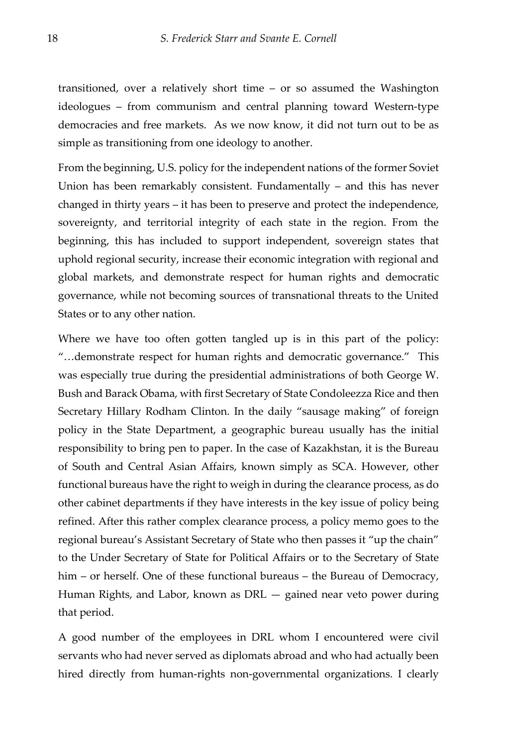transitioned, over a relatively short time – or so assumed the Washington ideologues – from communism and central planning toward Western-type democracies and free markets. As we now know, it did not turn out to be as simple as transitioning from one ideology to another.

From the beginning, U.S. policy for the independent nations of the former Soviet Union has been remarkably consistent. Fundamentally – and this has never changed in thirty years – it has been to preserve and protect the independence, sovereignty, and territorial integrity of each state in the region. From the beginning, this has included to support independent, sovereign states that uphold regional security, increase their economic integration with regional and global markets, and demonstrate respect for human rights and democratic governance, while not becoming sources of transnational threats to the United States or to any other nation.

Where we have too often gotten tangled up is in this part of the policy: "…demonstrate respect for human rights and democratic governance." This was especially true during the presidential administrations of both George W. Bush and Barack Obama, with first Secretary of State Condoleezza Rice and then Secretary Hillary Rodham Clinton. In the daily "sausage making" of foreign policy in the State Department, a geographic bureau usually has the initial responsibility to bring pen to paper. In the case of Kazakhstan, it is the Bureau of South and Central Asian Affairs, known simply as SCA. However, other functional bureaus have the right to weigh in during the clearance process, as do other cabinet departments if they have interests in the key issue of policy being refined. After this rather complex clearance process, a policy memo goes to the regional bureau's Assistant Secretary of State who then passes it "up the chain" to the Under Secretary of State for Political Affairs or to the Secretary of State him – or herself. One of these functional bureaus – the Bureau of Democracy, Human Rights, and Labor, known as DRL — gained near veto power during that period.

A good number of the employees in DRL whom I encountered were civil servants who had never served as diplomats abroad and who had actually been hired directly from human-rights non-governmental organizations. I clearly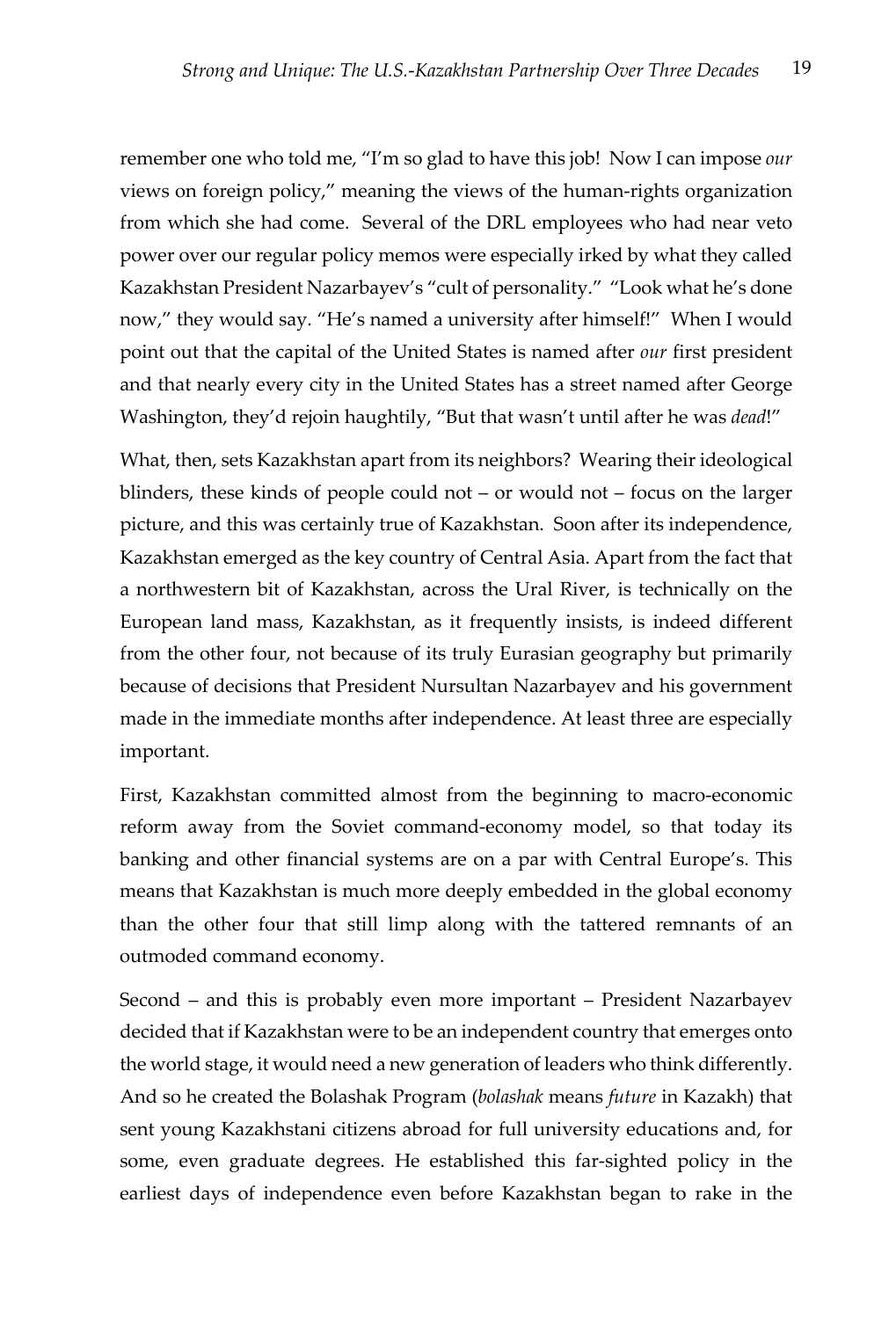remember one who told me, "I'm so glad to have this job! Now I can impose *our* views on foreign policy," meaning the views of the human-rights organization from which she had come. Several of the DRL employees who had near veto power over our regular policy memos were especially irked by what they called Kazakhstan President Nazarbayev's "cult of personality." "Look what he's done now," they would say. "He's named a university after himself!" When I would point out that the capital of the United States is named after *our* first president and that nearly every city in the United States has a street named after George Washington, they'd rejoin haughtily, "But that wasn't until after he was *dead*!"

What, then, sets Kazakhstan apart from its neighbors? Wearing their ideological blinders, these kinds of people could not – or would not – focus on the larger picture, and this was certainly true of Kazakhstan. Soon after its independence, Kazakhstan emerged as the key country of Central Asia. Apart from the fact that a northwestern bit of Kazakhstan, across the Ural River, is technically on the European land mass, Kazakhstan, as it frequently insists, is indeed different from the other four, not because of its truly Eurasian geography but primarily because of decisions that President Nursultan Nazarbayev and his government made in the immediate months after independence. At least three are especially important.

First, Kazakhstan committed almost from the beginning to macro-economic reform away from the Soviet command-economy model, so that today its banking and other financial systems are on a par with Central Europe's. This means that Kazakhstan is much more deeply embedded in the global economy than the other four that still limp along with the tattered remnants of an outmoded command economy.

Second – and this is probably even more important – President Nazarbayev decided that if Kazakhstan were to be an independent country that emerges onto the world stage, it would need a new generation of leaders who think differently. And so he created the Bolashak Program (*bolashak* means *future* in Kazakh) that sent young Kazakhstani citizens abroad for full university educations and, for some, even graduate degrees. He established this far-sighted policy in the earliest days of independence even before Kazakhstan began to rake in the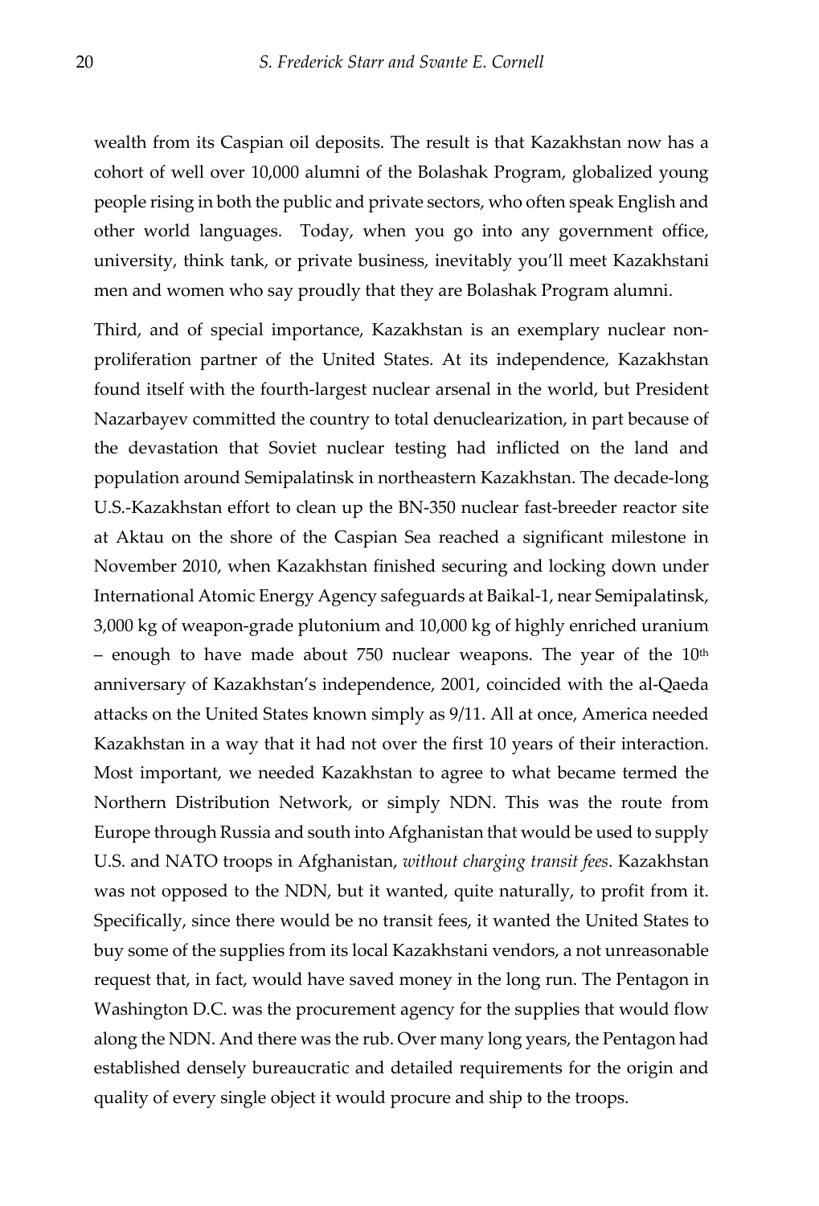wealth from its Caspian oil deposits. The result is that Kazakhstan now has a cohort of well over 10,000 alumni of the Bolashak Program, globalized young people rising in both the public and private sectors, who often speak English and other world languages. Today, when you go into any government office, university, think tank, or private business, inevitably you'll meet Kazakhstani men and women who say proudly that they are Bolashak Program alumni.

Third, and of special importance, Kazakhstan is an exemplary nuclear non-proliferation partner of the United States. At its independence, Kazakhstan found itself with the fourth-largest nuclear arsenal in the world, but President Nazarbayev committed the country to total denuclearization, in part because of the devastation that Soviet nuclear testing had inflicted on the land and population around Semipalatinsk in northeastern Kazakhstan. The decade-long U.S.-Kazakhstan effort to clean up the BN-350 nuclear fast-breeder reactor site at Aktau on the shore of the Caspian Sea reached a significant milestone in November 2010, when Kazakhstan finished securing and locking down under International Atomic Energy Agency safeguards at Baikal-1, near Semipalatinsk, 3,000 kg of weapon-grade plutonium and 10,000 kg of highly enriched uranium – enough to have made about 750 nuclear weapons. The year of the 10th anniversary of Kazakhstan's independence, 2001, coincided with the al-Qaeda attacks on the United States known simply as 9/11. All at once, America needed Kazakhstan in a way that it had not over the first 10 years of their interaction. Most important, we needed Kazakhstan to agree to what became termed the Northern Distribution Network, or simply NDN. This was the route from Europe through Russia and south into Afghanistan that would be used to supply U.S. and NATO troops in Afghanistan, *without charging transit fees*. Kazakhstan was not opposed to the NDN, but it wanted, quite naturally, to profit from it. Specifically, since there would be no transit fees, it wanted the United States to buy some of the supplies from its local Kazakhstani vendors, a not unreasonable request that, in fact, would have saved money in the long run. The Pentagon in Washington D.C. was the procurement agency for the supplies that would flow along the NDN. And there was the rub. Over many long years, the Pentagon had established densely bureaucratic and detailed requirements for the origin and quality of every single object it would procure and ship to the troops.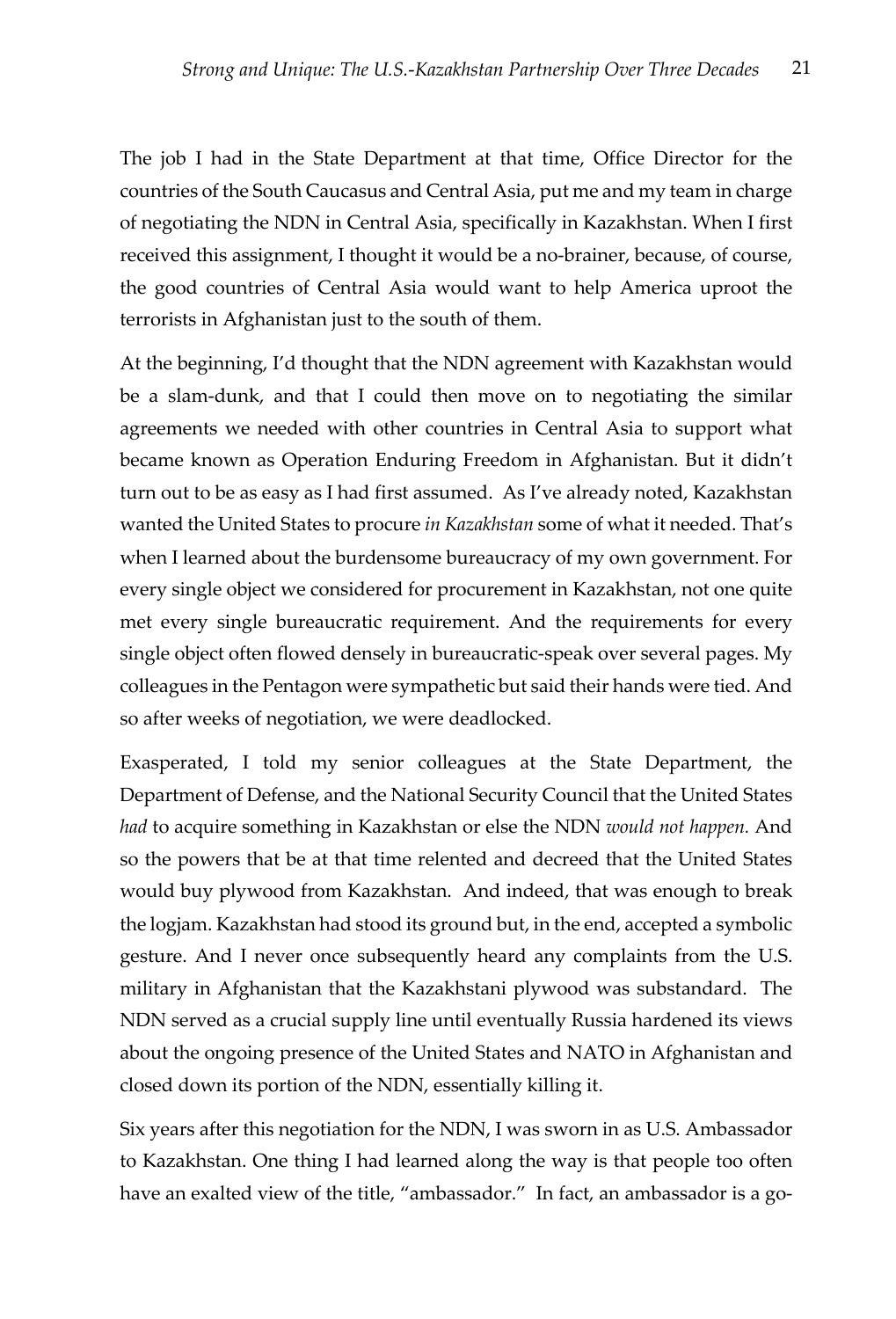The job I had in the State Department at that time, Office Director for the countries of the South Caucasus and Central Asia, put me and my team in charge of negotiating the NDN in Central Asia, specifically in Kazakhstan. When I first received this assignment, I thought it would be a no-brainer, because, of course, the good countries of Central Asia would want to help America uproot the terrorists in Afghanistan just to the south of them.

At the beginning, I'd thought that the NDN agreement with Kazakhstan would be a slam-dunk, and that I could then move on to negotiating the similar agreements we needed with other countries in Central Asia to support what became known as Operation Enduring Freedom in Afghanistan. But it didn't turn out to be as easy as I had first assumed. As I've already noted, Kazakhstan wanted the United States to procure *in Kazakhstan* some of what it needed. That's when I learned about the burdensome bureaucracy of my own government. For every single object we considered for procurement in Kazakhstan, not one quite met every single bureaucratic requirement. And the requirements for every single object often flowed densely in bureaucratic-speak over several pages. My colleagues in the Pentagon were sympathetic but said their hands were tied. And so after weeks of negotiation, we were deadlocked.

Exasperated, I told my senior colleagues at the State Department, the Department of Defense, and the National Security Council that the United States *had* to acquire something in Kazakhstan or else the NDN *would not happen.* And so the powers that be at that time relented and decreed that the United States would buy plywood from Kazakhstan. And indeed, that was enough to break the logjam. Kazakhstan had stood its ground but, in the end, accepted a symbolic gesture. And I never once subsequently heard any complaints from the U.S. military in Afghanistan that the Kazakhstani plywood was substandard. The NDN served as a crucial supply line until eventually Russia hardened its views about the ongoing presence of the United States and NATO in Afghanistan and closed down its portion of the NDN, essentially killing it.

Six years after this negotiation for the NDN, I was sworn in as U.S. Ambassador to Kazakhstan. One thing I had learned along the way is that people too often have an exalted view of the title, "ambassador." In fact, an ambassador is a go-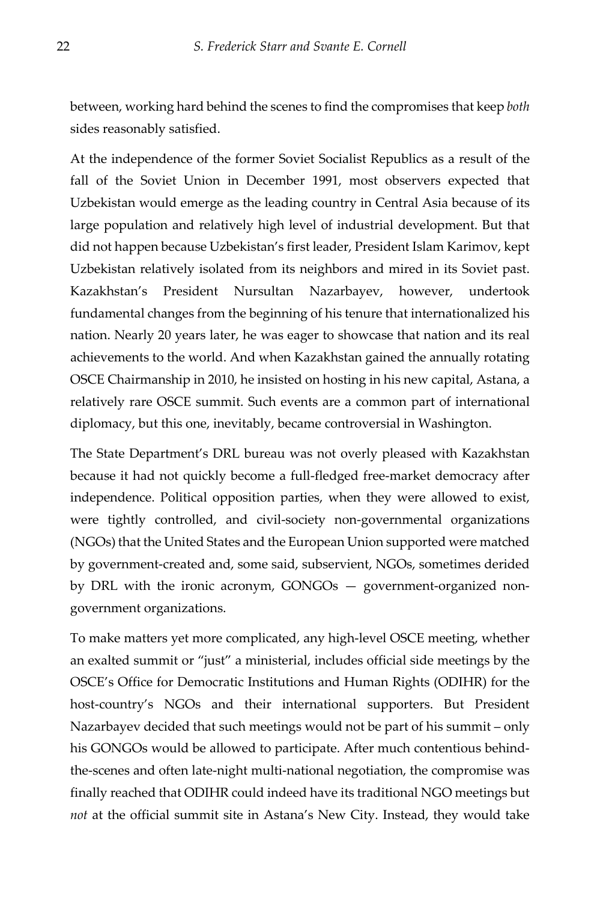between, working hard behind the scenes to find the compromises that keep *both* sides reasonably satisfied.

At the independence of the former Soviet Socialist Republics as a result of the fall of the Soviet Union in December 1991, most observers expected that Uzbekistan would emerge as the leading country in Central Asia because of its large population and relatively high level of industrial development. But that did not happen because Uzbekistan's first leader, President Islam Karimov, kept Uzbekistan relatively isolated from its neighbors and mired in its Soviet past. Kazakhstan's President Nursultan Nazarbayev, however, undertook fundamental changes from the beginning of his tenure that internationalized his nation. Nearly 20 years later, he was eager to showcase that nation and its real achievements to the world. And when Kazakhstan gained the annually rotating OSCE Chairmanship in 2010, he insisted on hosting in his new capital, Astana, a relatively rare OSCE summit. Such events are a common part of international diplomacy, but this one, inevitably, became controversial in Washington.

The State Department's DRL bureau was not overly pleased with Kazakhstan because it had not quickly become a full-fledged free-market democracy after independence. Political opposition parties, when they were allowed to exist, were tightly controlled, and civil-society non-governmental organizations (NGOs) that the United States and the European Union supported were matched by government-created and, some said, subservient, NGOs, sometimes derided by DRL with the ironic acronym, GONGOs — government-organized non-government organizations.

To make matters yet more complicated, any high-level OSCE meeting, whether an exalted summit or "just" a ministerial, includes official side meetings by the OSCE's Office for Democratic Institutions and Human Rights (ODIHR) for the host-country's NGOs and their international supporters. But President Nazarbayev decided that such meetings would not be part of his summit – only his GONGOs would be allowed to participate. After much contentious behind-the-scenes and often late-night multi-national negotiation, the compromise was finally reached that ODIHR could indeed have its traditional NGO meetings but *not* at the official summit site in Astana's New City. Instead, they would take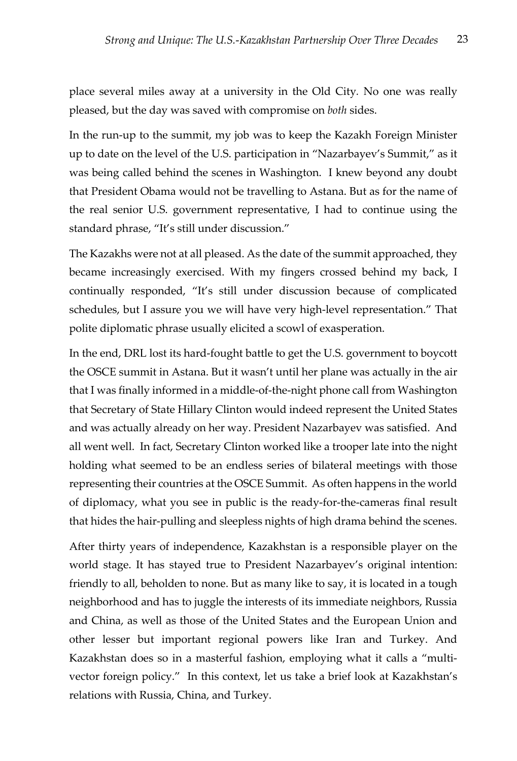place several miles away at a university in the Old City. No one was really pleased, but the day was saved with compromise on *both* sides.

In the run-up to the summit, my job was to keep the Kazakh Foreign Minister up to date on the level of the U.S. participation in "Nazarbayev's Summit," as it was being called behind the scenes in Washington. I knew beyond any doubt that President Obama would not be travelling to Astana. But as for the name of the real senior U.S. government representative, I had to continue using the standard phrase, "It's still under discussion."

The Kazakhs were not at all pleased. As the date of the summit approached, they became increasingly exercised. With my fingers crossed behind my back, I continually responded, "It's still under discussion because of complicated schedules, but I assure you we will have very high-level representation." That polite diplomatic phrase usually elicited a scowl of exasperation.

In the end, DRL lost its hard-fought battle to get the U.S. government to boycott the OSCE summit in Astana. But it wasn't until her plane was actually in the air that I was finally informed in a middle-of-the-night phone call from Washington that Secretary of State Hillary Clinton would indeed represent the United States and was actually already on her way. President Nazarbayev was satisfied. And all went well. In fact, Secretary Clinton worked like a trooper late into the night holding what seemed to be an endless series of bilateral meetings with those representing their countries at the OSCE Summit. As often happens in the world of diplomacy, what you see in public is the ready-for-the-cameras final result that hides the hair-pulling and sleepless nights of high drama behind the scenes.

After thirty years of independence, Kazakhstan is a responsible player on the world stage. It has stayed true to President Nazarbayev's original intention: friendly to all, beholden to none. But as many like to say, it is located in a tough neighborhood and has to juggle the interests of its immediate neighbors, Russia and China, as well as those of the United States and the European Union and other lesser but important regional powers like Iran and Turkey. And Kazakhstan does so in a masterful fashion, employing what it calls a "multi-vector foreign policy." In this context, let us take a brief look at Kazakhstan's relations with Russia, China, and Turkey.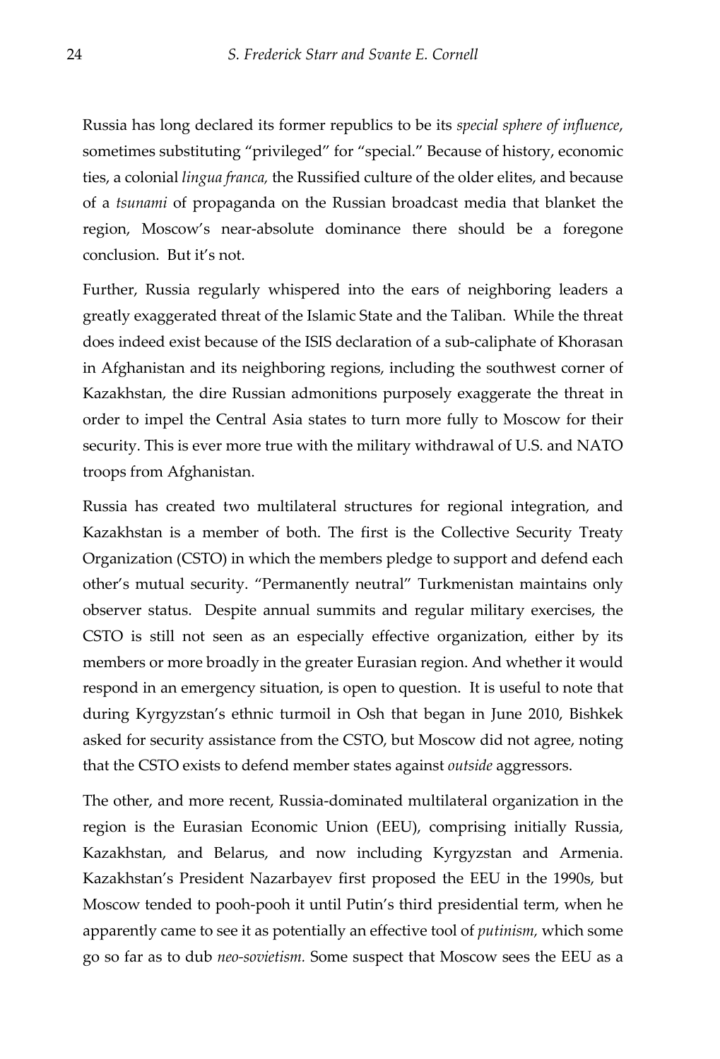Russia has long declared its former republics to be its *special sphere of influence*, sometimes substituting "privileged" for "special." Because of history, economic ties, a colonial *lingua franca,* the Russified culture of the older elites, and because of a *tsunami* of propaganda on the Russian broadcast media that blanket the region, Moscow's near-absolute dominance there should be a foregone conclusion. But it's not.

Further, Russia regularly whispered into the ears of neighboring leaders a greatly exaggerated threat of the Islamic State and the Taliban. While the threat does indeed exist because of the ISIS declaration of a sub-caliphate of Khorasan in Afghanistan and its neighboring regions, including the southwest corner of Kazakhstan, the dire Russian admonitions purposely exaggerate the threat in order to impel the Central Asia states to turn more fully to Moscow for their security. This is ever more true with the military withdrawal of U.S. and NATO troops from Afghanistan.

Russia has created two multilateral structures for regional integration, and Kazakhstan is a member of both. The first is the Collective Security Treaty Organization (CSTO) in which the members pledge to support and defend each other's mutual security. "Permanently neutral" Turkmenistan maintains only observer status. Despite annual summits and regular military exercises, the CSTO is still not seen as an especially effective organization, either by its members or more broadly in the greater Eurasian region. And whether it would respond in an emergency situation, is open to question. It is useful to note that during Kyrgyzstan's ethnic turmoil in Osh that began in June 2010, Bishkek asked for security assistance from the CSTO, but Moscow did not agree, noting that the CSTO exists to defend member states against *outside* aggressors.

The other, and more recent, Russia-dominated multilateral organization in the region is the Eurasian Economic Union (EEU), comprising initially Russia, Kazakhstan, and Belarus, and now including Kyrgyzstan and Armenia. Kazakhstan's President Nazarbayev first proposed the EEU in the 1990s, but Moscow tended to pooh-pooh it until Putin's third presidential term, when he apparently came to see it as potentially an effective tool of *putinism,* which some go so far as to dub *neo-sovietism.* Some suspect that Moscow sees the EEU as a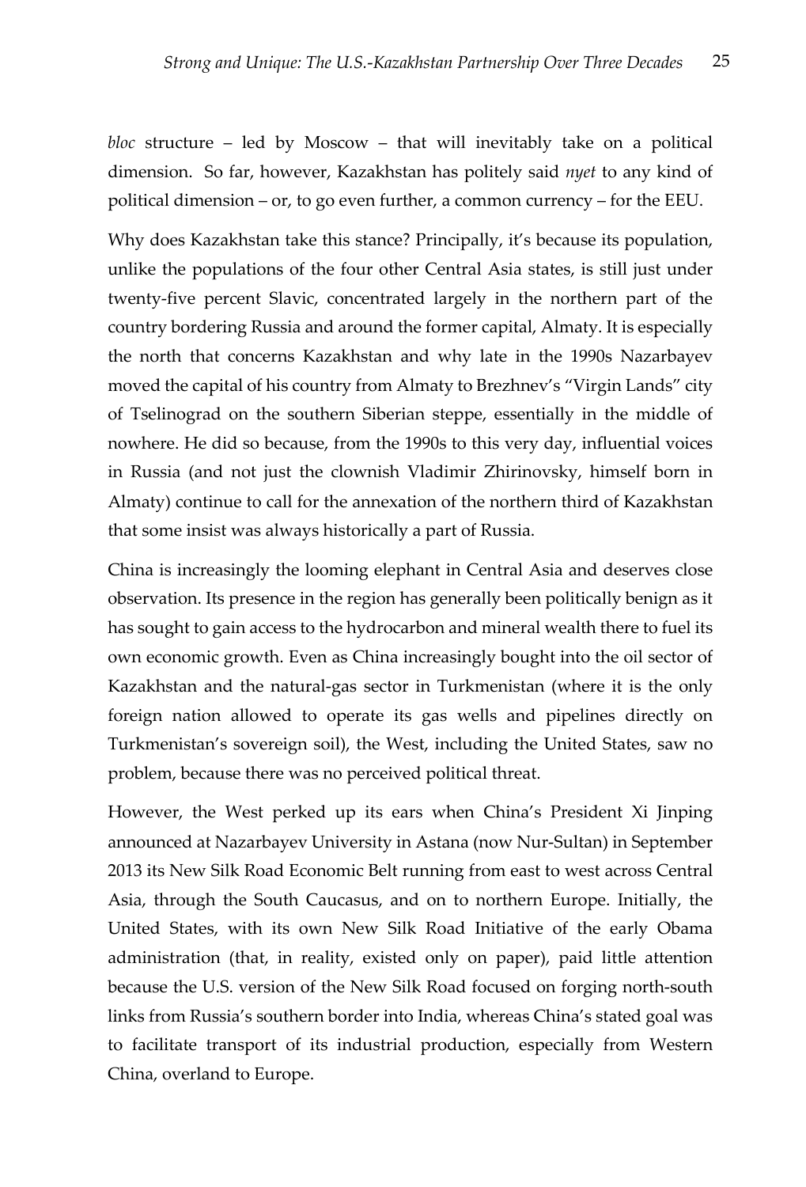*bloc* structure – led by Moscow – that will inevitably take on a political dimension. So far, however, Kazakhstan has politely said *nyet* to any kind of political dimension – or, to go even further, a common currency – for the EEU.

Why does Kazakhstan take this stance? Principally, it's because its population, unlike the populations of the four other Central Asia states, is still just under twenty-five percent Slavic, concentrated largely in the northern part of the country bordering Russia and around the former capital, Almaty. It is especially the north that concerns Kazakhstan and why late in the 1990s Nazarbayev moved the capital of his country from Almaty to Brezhnev's "Virgin Lands" city of Tselinograd on the southern Siberian steppe, essentially in the middle of nowhere. He did so because, from the 1990s to this very day, influential voices in Russia (and not just the clownish Vladimir Zhirinovsky, himself born in Almaty) continue to call for the annexation of the northern third of Kazakhstan that some insist was always historically a part of Russia.

China is increasingly the looming elephant in Central Asia and deserves close observation. Its presence in the region has generally been politically benign as it has sought to gain access to the hydrocarbon and mineral wealth there to fuel its own economic growth. Even as China increasingly bought into the oil sector of Kazakhstan and the natural-gas sector in Turkmenistan (where it is the only foreign nation allowed to operate its gas wells and pipelines directly on Turkmenistan's sovereign soil), the West, including the United States, saw no problem, because there was no perceived political threat.

However, the West perked up its ears when China's President Xi Jinping announced at Nazarbayev University in Astana (now Nur-Sultan) in September 2013 its New Silk Road Economic Belt running from east to west across Central Asia, through the South Caucasus, and on to northern Europe. Initially, the United States, with its own New Silk Road Initiative of the early Obama administration (that, in reality, existed only on paper), paid little attention because the U.S. version of the New Silk Road focused on forging north-south links from Russia's southern border into India, whereas China's stated goal was to facilitate transport of its industrial production, especially from Western China, overland to Europe.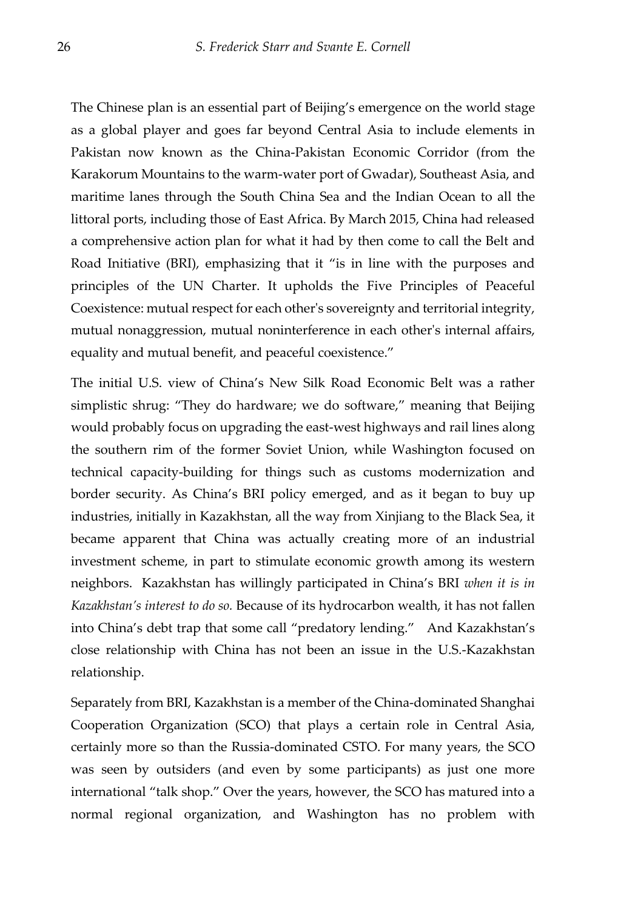The Chinese plan is an essential part of Beijing's emergence on the world stage as a global player and goes far beyond Central Asia to include elements in Pakistan now known as the China-Pakistan Economic Corridor (from the Karakorum Mountains to the warm-water port of Gwadar), Southeast Asia, and maritime lanes through the South China Sea and the Indian Ocean to all the littoral ports, including those of East Africa. By March 2015, China had released a comprehensive action plan for what it had by then come to call the Belt and Road Initiative (BRI), emphasizing that it "is in line with the purposes and principles of the UN Charter. It upholds the Five Principles of Peaceful Coexistence: mutual respect for each other's sovereignty and territorial integrity, mutual nonaggression, mutual noninterference in each other's internal affairs, equality and mutual benefit, and peaceful coexistence."

The initial U.S. view of China's New Silk Road Economic Belt was a rather simplistic shrug: "They do hardware; we do software," meaning that Beijing would probably focus on upgrading the east-west highways and rail lines along the southern rim of the former Soviet Union, while Washington focused on technical capacity-building for things such as customs modernization and border security. As China's BRI policy emerged, and as it began to buy up industries, initially in Kazakhstan, all the way from Xinjiang to the Black Sea, it became apparent that China was actually creating more of an industrial investment scheme, in part to stimulate economic growth among its western neighbors. Kazakhstan has willingly participated in China's BRI *when it is in Kazakhstan's interest to do so.* Because of its hydrocarbon wealth, it has not fallen into China's debt trap that some call "predatory lending." And Kazakhstan's close relationship with China has not been an issue in the U.S.-Kazakhstan relationship.

Separately from BRI, Kazakhstan is a member of the China-dominated Shanghai Cooperation Organization (SCO) that plays a certain role in Central Asia, certainly more so than the Russia-dominated CSTO. For many years, the SCO was seen by outsiders (and even by some participants) as just one more international "talk shop." Over the years, however, the SCO has matured into a normal regional organization, and Washington has no problem with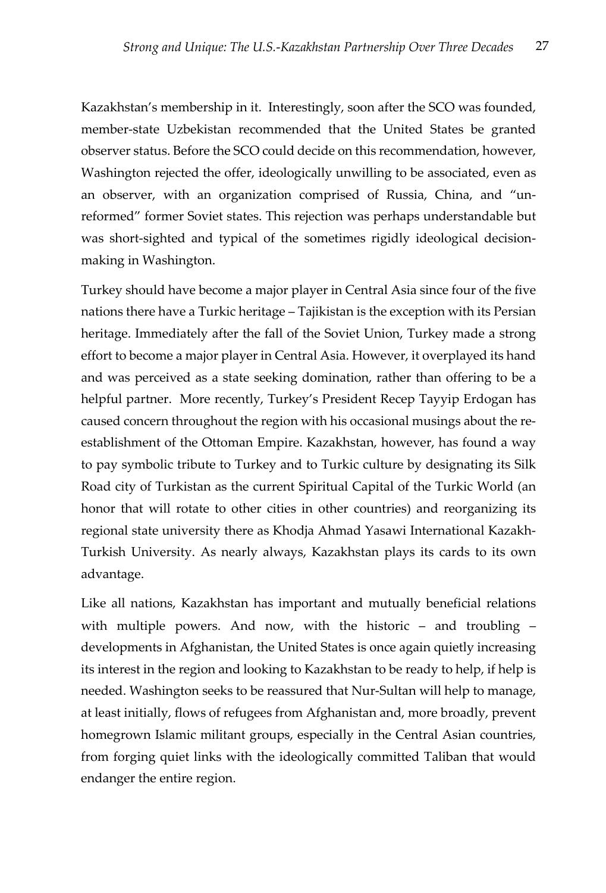Kazakhstan's membership in it. Interestingly, soon after the SCO was founded, member-state Uzbekistan recommended that the United States be granted observer status. Before the SCO could decide on this recommendation, however, Washington rejected the offer, ideologically unwilling to be associated, even as an observer, with an organization comprised of Russia, China, and "un-reformed" former Soviet states. This rejection was perhaps understandable but was short-sighted and typical of the sometimes rigidly ideological decision-making in Washington.

Turkey should have become a major player in Central Asia since four of the five nations there have a Turkic heritage – Tajikistan is the exception with its Persian heritage. Immediately after the fall of the Soviet Union, Turkey made a strong effort to become a major player in Central Asia. However, it overplayed its hand and was perceived as a state seeking domination, rather than offering to be a helpful partner. More recently, Turkey's President Recep Tayyip Erdogan has caused concern throughout the region with his occasional musings about the re-establishment of the Ottoman Empire. Kazakhstan, however, has found a way to pay symbolic tribute to Turkey and to Turkic culture by designating its Silk Road city of Turkistan as the current Spiritual Capital of the Turkic World (an honor that will rotate to other cities in other countries) and reorganizing its regional state university there as Khodja Ahmad Yasawi International Kazakh-Turkish University. As nearly always, Kazakhstan plays its cards to its own advantage.

Like all nations, Kazakhstan has important and mutually beneficial relations with multiple powers. And now, with the historic – and troubling – developments in Afghanistan, the United States is once again quietly increasing its interest in the region and looking to Kazakhstan to be ready to help, if help is needed. Washington seeks to be reassured that Nur-Sultan will help to manage, at least initially, flows of refugees from Afghanistan and, more broadly, prevent homegrown Islamic militant groups, especially in the Central Asian countries, from forging quiet links with the ideologically committed Taliban that would endanger the entire region.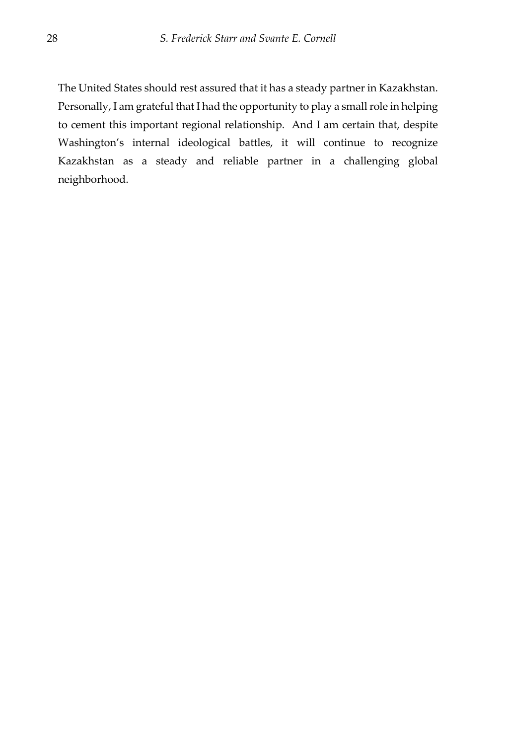The United States should rest assured that it has a steady partner in Kazakhstan. Personally, I am grateful that I had the opportunity to play a small role in helping to cement this important regional relationship. And I am certain that, despite Washington's internal ideological battles, it will continue to recognize Kazakhstan as a steady and reliable partner in a challenging global neighborhood.